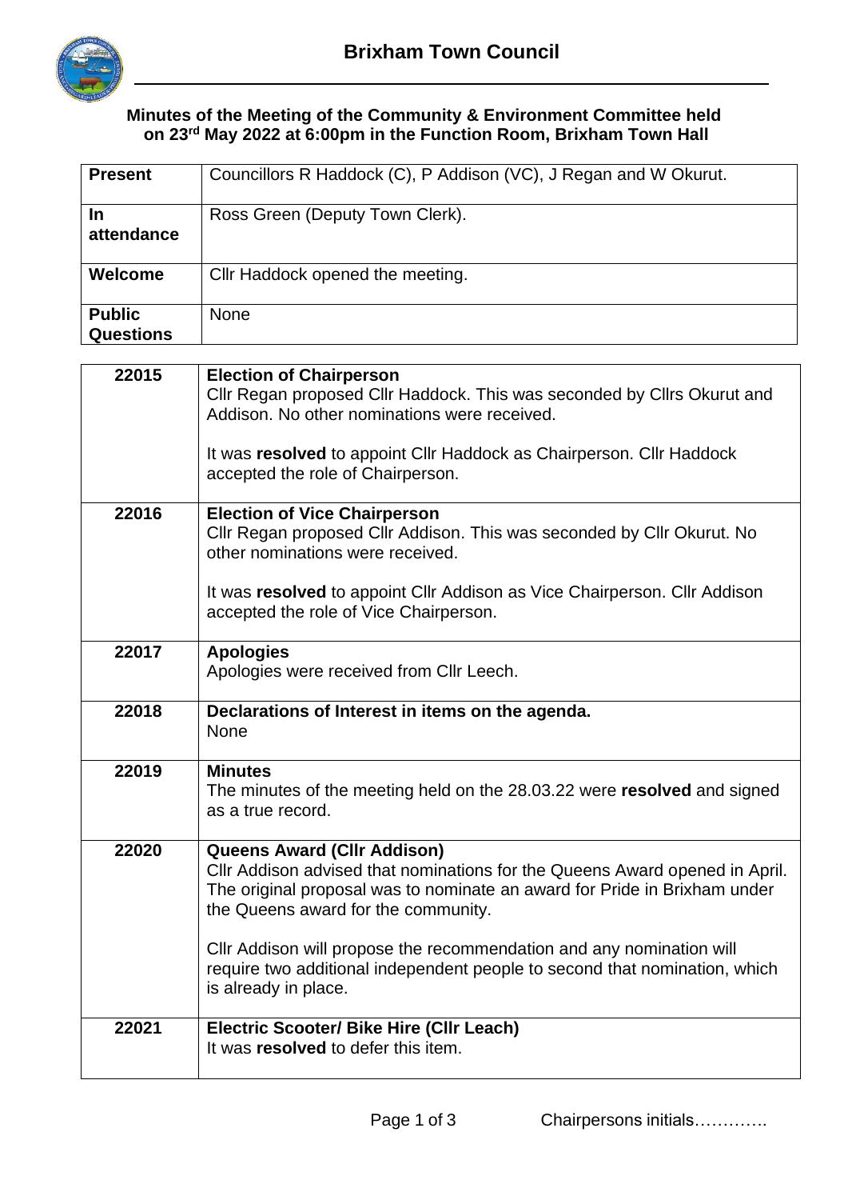# Brixham Town Council

## Minutes of the Meeting of the Community & Environment Committee held on 23rd May 2022 at 6:00pm in the Function Room, Brixham Town Hall

| | |
|---|---|
| **Present** | Councillors R Haddock (C), P Addison (VC), J Regan and W Okurut. |
| **In attendance** | Ross Green (Deputy Town Clerk). |
| **Welcome** | Cllr Haddock opened the meeting. |
| **Public Questions** | None |

| | |
|---|---|
| 22015 | **Election of Chairperson**<br>Cllr Regan proposed Cllr Haddock. This was seconded by Cllrs Okurut and Addison. No other nominations were received.<br><br>It was **resolved** to appoint Cllr Haddock as Chairperson. Cllr Haddock accepted the role of Chairperson. |
| 22016 | **Election of Vice Chairperson**<br>Cllr Regan proposed Cllr Addison. This was seconded by Cllr Okurut. No other nominations were received.<br><br>It was **resolved** to appoint Cllr Addison as Vice Chairperson. Cllr Addison accepted the role of Vice Chairperson. |
| 22017 | **Apologies**<br>Apologies were received from Cllr Leech. |
| 22018 | **Declarations of Interest in items on the agenda.**<br>None |
| 22019 | **Minutes**<br>The minutes of the meeting held on the 28.03.22 were **resolved** and signed as a true record. |
| 22020 | **Queens Award (Cllr Addison)**<br>Cllr Addison advised that nominations for the Queens Award opened in April. The original proposal was to nominate an award for Pride in Brixham under the Queens award for the community.<br><br>Cllr Addison will propose the recommendation and any nomination will require two additional independent people to second that nomination, which is already in place. |
| 22021 | **Electric Scooter/ Bike Hire (Cllr Leach)**<br>It was **resolved** to defer this item. |

Chairpersons initials………….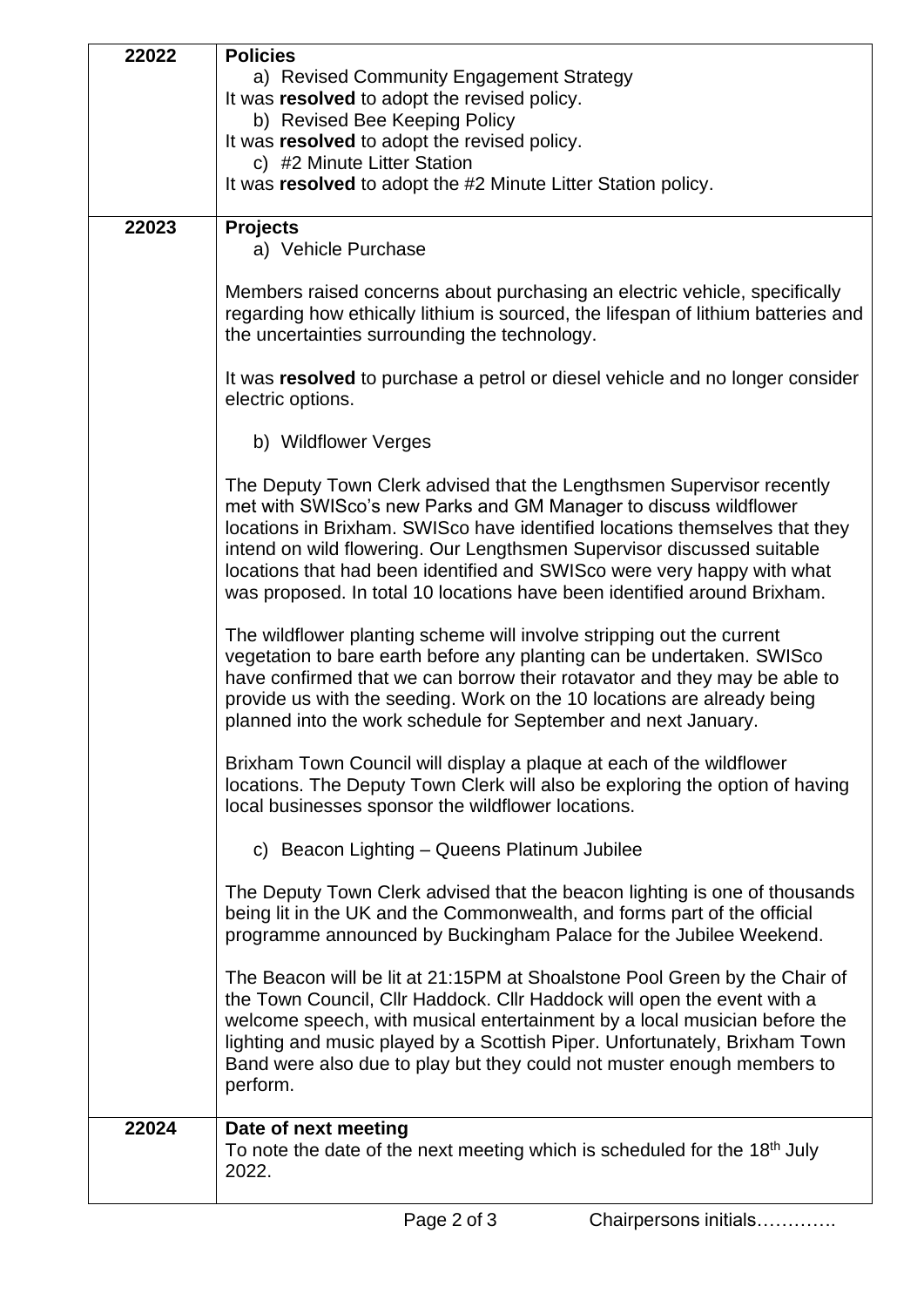| | |
|---|---|
| 22022 | **Policies**<br>a) Revised Community Engagement Strategy<br>It was **resolved** to adopt the revised policy.<br>b) Revised Bee Keeping Policy<br>It was **resolved** to adopt the revised policy.<br>c) #2 Minute Litter Station<br>It was **resolved** to adopt the #2 Minute Litter Station policy. |
| 22023 | **Projects**<br>a) Vehicle Purchase<br><br>Members raised concerns about purchasing an electric vehicle, specifically regarding how ethically lithium is sourced, the lifespan of lithium batteries and the uncertainties surrounding the technology.<br><br>It was **resolved** to purchase a petrol or diesel vehicle and no longer consider electric options.<br><br>b) Wildflower Verges<br><br>The Deputy Town Clerk advised that the Lengthsmen Supervisor recently met with SWISco's new Parks and GM Manager to discuss wildflower locations in Brixham. SWISco have identified locations themselves that they intend on wild flowering. Our Lengthsmen Supervisor discussed suitable locations that had been identified and SWISco were very happy with what was proposed. In total 10 locations have been identified around Brixham.<br><br>The wildflower planting scheme will involve stripping out the current vegetation to bare earth before any planting can be undertaken. SWISco have confirmed that we can borrow their rotavator and they may be able to provide us with the seeding. Work on the 10 locations are already being planned into the work schedule for September and next January.<br><br>Brixham Town Council will display a plaque at each of the wildflower locations. The Deputy Town Clerk will also be exploring the option of having local businesses sponsor the wildflower locations.<br><br>c) Beacon Lighting – Queens Platinum Jubilee<br><br>The Deputy Town Clerk advised that the beacon lighting is one of thousands being lit in the UK and the Commonwealth, and forms part of the official programme announced by Buckingham Palace for the Jubilee Weekend.<br><br>The Beacon will be lit at 21:15PM at Shoalstone Pool Green by the Chair of the Town Council, Cllr Haddock. Cllr Haddock will open the event with a welcome speech, with musical entertainment by a local musician before the lighting and music played by a Scottish Piper. Unfortunately, Brixham Town Band were also due to play but they could not muster enough members to perform. |
| 22024 | **Date of next meeting**<br>To note the date of the next meeting which is scheduled for the 18th July 2022. |

Chairpersons initials………….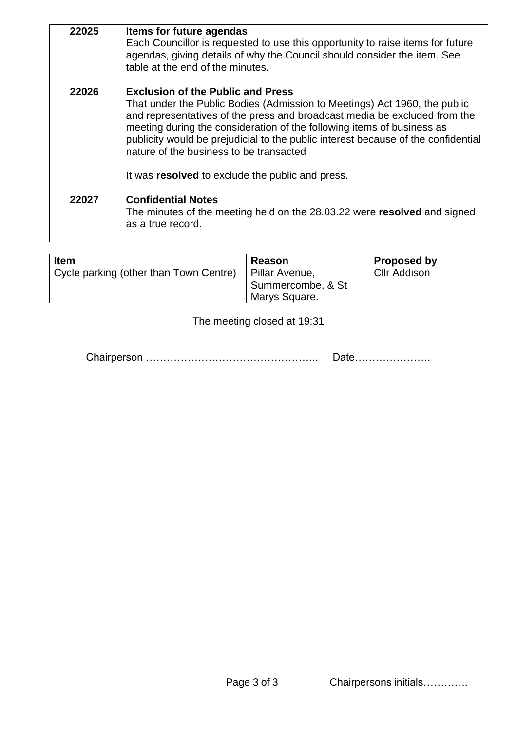| | |
|---|---|
| **22025** | **Items for future agendas**<br>Each Councillor is requested to use this opportunity to raise items for future agendas, giving details of why the Council should consider the item. See table at the end of the minutes. |
| **22026** | **Exclusion of the Public and Press**<br>That under the Public Bodies (Admission to Meetings) Act 1960, the public and representatives of the press and broadcast media be excluded from the meeting during the consideration of the following items of business as publicity would be prejudicial to the public interest because of the confidential nature of the business to be transacted<br><br>It was **resolved** to exclude the public and press. |
| **22027** | **Confidential Notes**<br>The minutes of the meeting held on the 28.03.22 were **resolved** and signed as a true record. |

| Item | Reason | Proposed by |
|---|---|---|
| Cycle parking (other than Town Centre) | Pillar Avenue, Summercombe, & St Marys Square. | Cllr Addison |

The meeting closed at 19:31

Chairperson ………………………………………….. Date………………….

Chairpersons initials………….